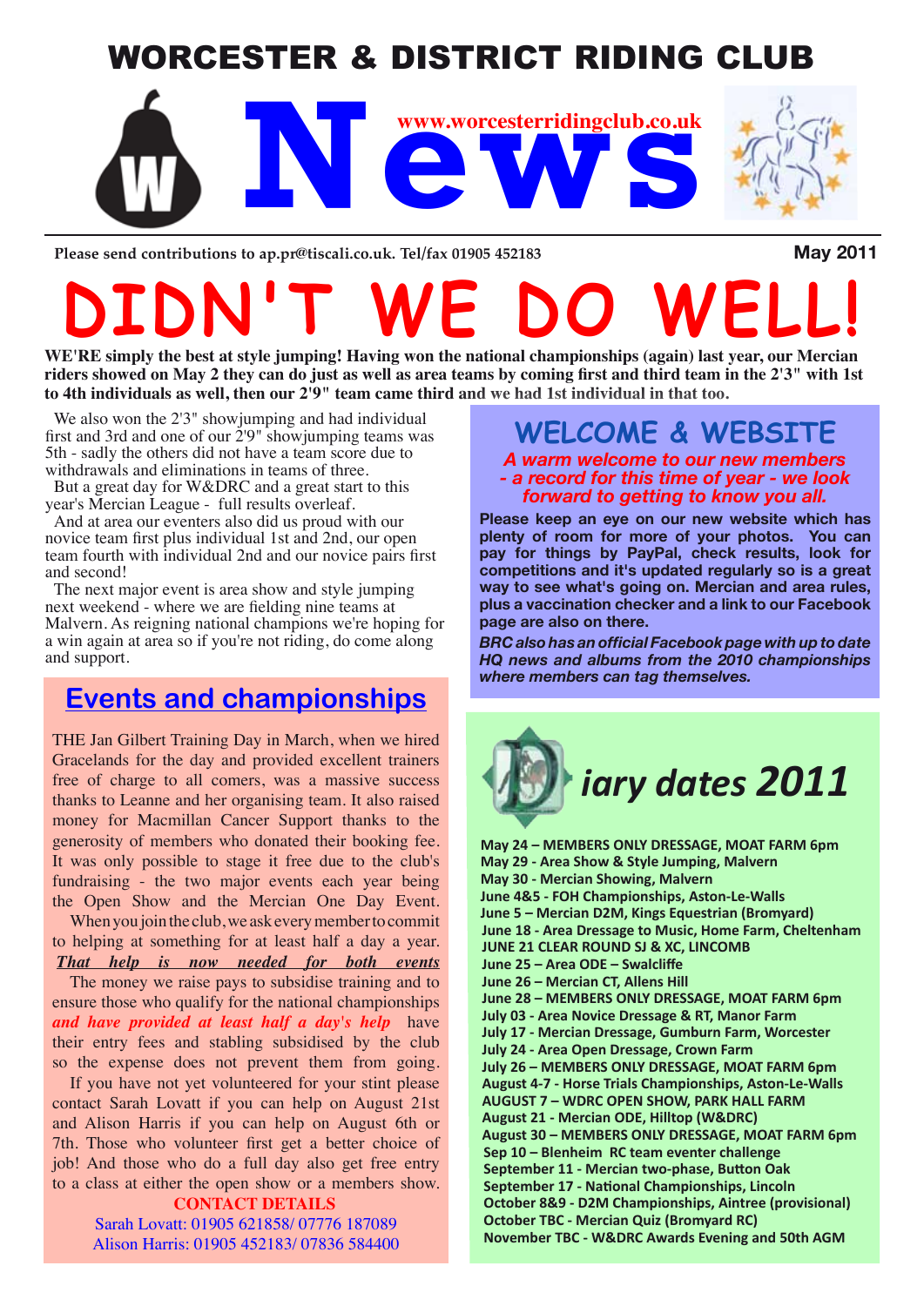# WORCESTER & DISTRICT RIDING CLUB

# News

www.worcesterridingclub.co.uk

Please send contributions to ap.pr@tiscali.co.uk. Tel/fax 01905 452183

May 2011

# DIDN'T WE DO WELL!

**WE'RE simply the best at style jumping! Having won the national championships (again) last year, our Mercian riders showed on May 2 they can do just as well as area teams by coming first and third team in the 2'3" with 1st to 4th individuals as well, then our 2'9" team came third and we had 1st individual in that too.**

We also won the 2'3" showjumping and had individual first and 3rd and one of our 2'9" showjumping teams was 5th - sadly the others did not have a team score due to withdrawals and eliminations in teams of three.

But a great day for W&DRC and a great start to this year's Mercian League - full results overleaf.

And at area our eventers also did us proud with our novice team first plus individual 1st and 2nd, our open team fourth with individual 2nd and our novice pairs first and second!

The next major event is area show and style jumping next weekend - where we are fielding nine teams at Malvern. As reigning national champions we're hoping for a win again at area so if you're not riding, do come along and support.

## Events and championships

THE Jan Gilbert Training Day in March, when we hired Gracelands for the day and provided excellent trainers free of charge to all comers, was a massive success thanks to Leanne and her organising team. It also raised money for Macmillan Cancer Support thanks to the generosity of members who donated their booking fee. It was only possible to stage it free due to the club's fundraising - the two major events each year being the Open Show and the Mercian One Day Event.

When you join the club, we ask every member to commit to helping at something for at least half a day a year. ***That help is now needed for both events***

The money we raise pays to subsidise training and to ensure those who qualify for the national championships ***and have provided at least half a day's help*** have their entry fees and stabling subsidised by the club so the expense does not prevent them from going.

If you have not yet volunteered for your stint please contact Sarah Lovatt if you can help on August 21st and Alison Harris if you can help on August 6th or 7th. Those who volunteer first get a better choice of job! And those who do a full day also get free entry to a class at either the open show or a members show.

**CONTACT DETAILS**

Sarah Lovatt: 01905 621858/ 07776 187089
Alison Harris: 01905 452183/ 07836 584400

## WELCOME & WEBSITE

***A warm welcome to our new members - a record for this time of year - we look forward to getting to know you all.***

**Please keep an eye on our new website which has plenty of room for more of your photos. You can pay for things by PayPal, check results, look for competitions and it's updated regularly so is a great way to see what's going on. Mercian and area rules, plus a vaccination checker and a link to our Facebook page are also on there.**

***BRC also has an official Facebook page with up to date HQ news and albums from the 2010 championships where members can tag themselves.***

## Diary dates 2011

- May 24 – MEMBERS ONLY DRESSAGE, MOAT FARM 6pm
- May 29 - Area Show & Style Jumping, Malvern
- May 30 - Mercian Showing, Malvern
- June 4&5 - FOH Championships, Aston-Le-Walls
- June 5 – Mercian D2M, Kings Equestrian (Bromyard)
- June 18 - Area Dressage to Music, Home Farm, Cheltenham
- JUNE 21 CLEAR ROUND SJ & XC, LINCOMB
- June 25 – Area ODE – Swalcliffe
- June 26 – Mercian CT, Allens Hill
- June 28 – MEMBERS ONLY DRESSAGE, MOAT FARM 6pm
- July 03 - Area Novice Dressage & RT, Manor Farm
- July 17 - Mercian Dressage, Gumburn Farm, Worcester
- July 24 - Area Open Dressage, Crown Farm
- July 26 – MEMBERS ONLY DRESSAGE, MOAT FARM 6pm
- August 4-7 - Horse Trials Championships, Aston-Le-Walls
- AUGUST 7 – WDRC OPEN SHOW, PARK HALL FARM
- August 21 - Mercian ODE, Hilltop (W&DRC)
- August 30 – MEMBERS ONLY DRESSAGE, MOAT FARM 6pm
- Sep 10 – Blenheim RC team eventer challenge
- September 11 - Mercian two-phase, Button Oak
- September 17 - National Championships, Lincoln
- October 8&9 - D2M Championships, Aintree (provisional)
- October TBC - Mercian Quiz (Bromyard RC)
- November TBC - W&DRC Awards Evening and 50th AGM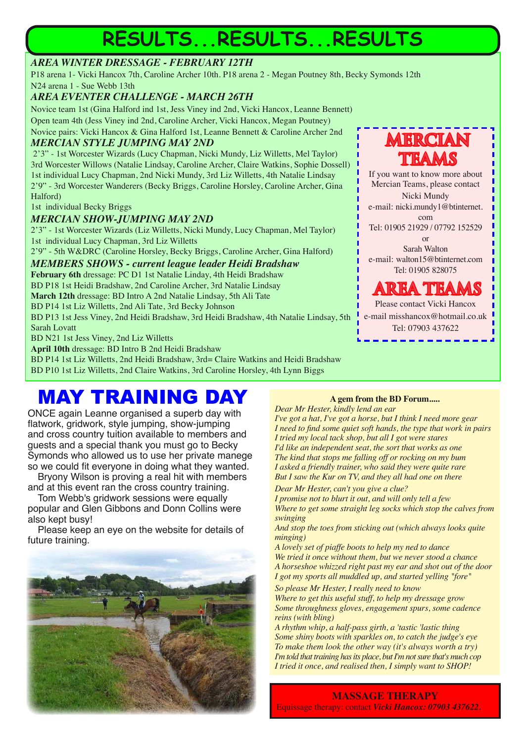# RESULTS...RESULTS...RESULTS

### *AREA WINTER DRESSAGE - FEBRUARY 12TH*

P18 arena 1- Vicki Hancox 7th, Caroline Archer 10th. P18 arena 2 - Megan Poutney 8th, Becky Symonds 12th
N24 arena 1 - Sue Webb 13th

### *AREA EVENTER CHALLENGE - MARCH 26TH*

Novice team 1st (Gina Halford ind 1st, Jess Viney ind 2nd, Vicki Hancox, Leanne Bennett)
Open team 4th (Jess Viney ind 2nd, Caroline Archer, Vicki Hancox, Megan Poutney)
Novice pairs: Vicki Hancox & Gina Halford 1st, Leanne Bennett & Caroline Archer 2nd

### *MERCIAN STYLE JUMPING MAY 2ND*

2'3" - 1st Worcester Wizards (Lucy Chapman, Nicki Mundy, Liz Willetts, Mel Taylor)
3rd Worcester Willows (Natalie Lindsay, Caroline Archer, Claire Watkins, Sophie Dossell)
1st individual Lucy Chapman, 2nd Nicki Mundy, 3rd Liz Willetts, 4th Natalie Lindsay
2'9" - 3rd Worcester Wanderers (Becky Briggs, Caroline Horsley, Caroline Archer, Gina Halford)
1st individual Becky Briggs

### *MERCIAN SHOW-JUMPING MAY 2ND*

2'3" - 1st Worcester Wizards (Liz Willetts, Nicki Mundy, Lucy Chapman, Mel Taylor)
1st individual Lucy Chapman, 3rd Liz Willetts
2'9" - 5th W&DRC (Caroline Horsley, Becky Briggs, Caroline Archer, Gina Halford)

### *MEMBERS SHOWS - current league leader Heidi Bradshaw*

**February 6th** dressage: PC D1 1st Natalie Linday, 4th Heidi Bradshaw
BD P18 1st Heidi Bradshaw, 2nd Caroline Archer, 3rd Natalie Lindsay
**March 12th** dressage: BD Intro A 2nd Natalie Lindsay, 5th Ali Tate
BD P14 1st Liz Willetts, 2nd Ali Tate, 3rd Becky Johnson
BD P13 1st Jess Viney, 2nd Heidi Bradshaw, 3rd Heidi Bradshaw, 4th Natalie Lindsay, 5th Sarah Lovatt
BD N21 1st Jess Viney, 2nd Liz Willetts
**April 10th** dressage: BD Intro B 2nd Heidi Bradshaw
BD P14 1st Liz Willetts, 2nd Heidi Bradshaw, 3rd= Claire Watkins and Heidi Bradshaw
BD P10 1st Liz Willetts, 2nd Claire Watkins, 3rd Caroline Horsley, 4th Lynn Biggs

## MERCIAN TEAMS

If you want to know more about Mercian Teams, please contact
Nicki Mundy
e-mail: nicki.mundy1@btinternet.com
Tel: 01905 21929 / 07792 152529
or
Sarah Walton
e-mail: walton15@btinternet.com
Tel: 01905 828075

## AREA TEAMS

Please contact Vicki Hancox
e-mail misshancox@hotmail.co.uk
Tel: 07903 437622

# MAY TRAINING DAY

ONCE again Leanne organised a superb day with flatwork, gridwork, style jumping, show-jumping and cross country tuition available to members and guests and a special thank you must go to Becky Symonds who allowed us to use her private manege so we could fit everyone in doing what they wanted.

Bryony Wilson is proving a real hit with members and at this event ran the cross country training.

Tom Webb's gridwork sessions were equally popular and Glen Gibbons and Donn Collins were also kept busy!

Please keep an eye on the website for details of future training.

**A gem from the BD Forum.....**

*Dear Mr Hester, kindly lend an ear*
*I've got a hat, I've got a horse, but I think I need more gear*
*I need to find some quiet soft hands, the type that work in pairs*
*I tried my local tack shop, but all I got were stares*
*I'd like an independent seat, the sort that works as one*
*The kind that stops me falling off or rocking on my bum*
*I asked a friendly trainer, who said they were quite rare*
*But I saw the Kur on TV, and they all had one on there*

*Dear Mr Hester, can't you give a clue?*
*I promise not to blurt it out, and will only tell a few*
*Where to get some straight leg socks which stop the calves from swinging*
*And stop the toes from sticking out (which always looks quite minging)*
*A lovely set of piaffe boots to help my ned to dance*
*We tried it once without them, but we never stood a chance*
*A horseshoe whizzed right past my ear and shot out of the door*
*I got my sports all muddled up, and started yelling "fore"*

*So please Mr Hester, I really need to know*
*Where to get this useful stuff, to help my dressage grow*
*Some throughness gloves, engagement spurs, some cadence reins (with bling)*
*A rhythm whip, a half-pass girth, a 'tastic 'lastic thing*
*Some shiny boots with sparkles on, to catch the judge's eye*
*To make them look the other way (it's always worth a try)*
*I'm told that training has its place, but I'm not sure that's much cop*
*I tried it once, and realised then, I simply want to SHOP!*

**MASSAGE THERAPY**

Equissage therapy: contact ***Vicki Hancox: 07903 437622.***